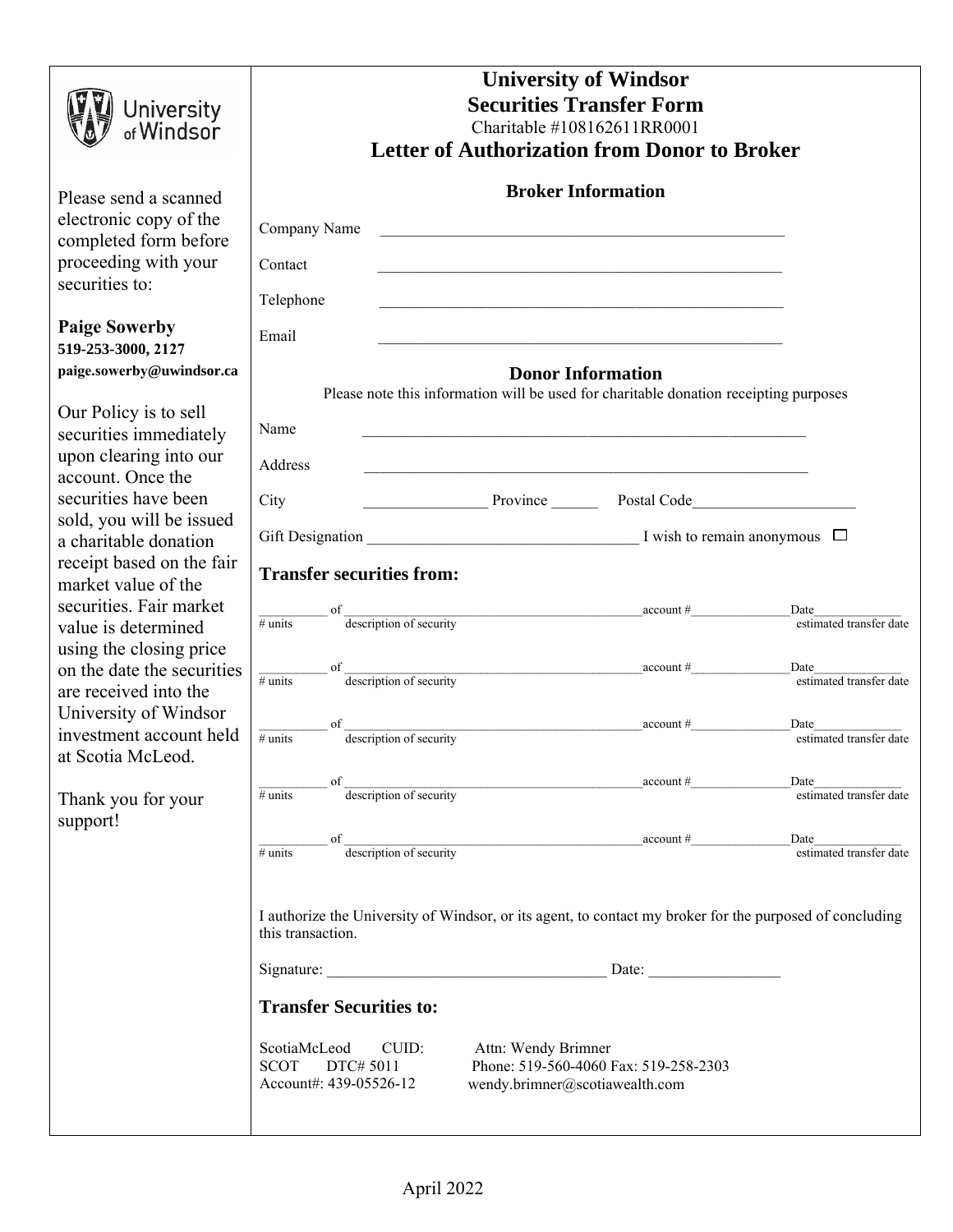University of Windsor

Please send a scanned electronic copy of the completed form before proceeding with your securities to:

**Paige Sowerby**
**519-253-3000, 2127**
**paige.sowerby@uwindsor.ca**

Our Policy is to sell securities immediately upon clearing into our account. Once the securities have been sold, you will be issued a charitable donation receipt based on the fair market value of the securities. Fair market value is determined using the closing price on the date the securities are received into the University of Windsor investment account held at Scotia McLeod.

Thank you for your support!

# University of Windsor
# Securities Transfer Form

Charitable #108162611RR0001

## Letter of Authorization from Donor to Broker

### Broker Information

Company Name ____________________________________________________

Contact ____________________________________________________

Telephone ____________________________________________________

Email ____________________________________________________

### Donor Information

Please note this information will be used for charitable donation receipting purposes

Name ____________________________________________________________

Address ____________________________________________________________

City ________________ Province ______ Postal Code_____________________

Gift Designation __________________________________ I wish to remain anonymous ☐

### Transfer securities from:

__________ of _____________________________________________account #_______________Date_____________
# units description of security estimated transfer date

__________ of _____________________________________________account #_______________Date_____________
# units description of security estimated transfer date

__________ of _____________________________________________account #_______________Date_____________
# units description of security estimated transfer date

__________ of _____________________________________________account #_______________Date_____________
# units description of security estimated transfer date

__________ of _____________________________________________account #_______________Date_____________
# units description of security estimated transfer date

I authorize the University of Windsor, or its agent, to contact my broker for the purposed of concluding this transaction.

Signature: ____________________________________ Date: _________________

### Transfer Securities to:

ScotiaMcLeod CUID: SCOT DTC# 5011
Account#: 439-05526-12

Attn: Wendy Brimner
Phone: 519-560-4060 Fax: 519-258-2303
wendy.brimner@scotiawealth.com

April 2022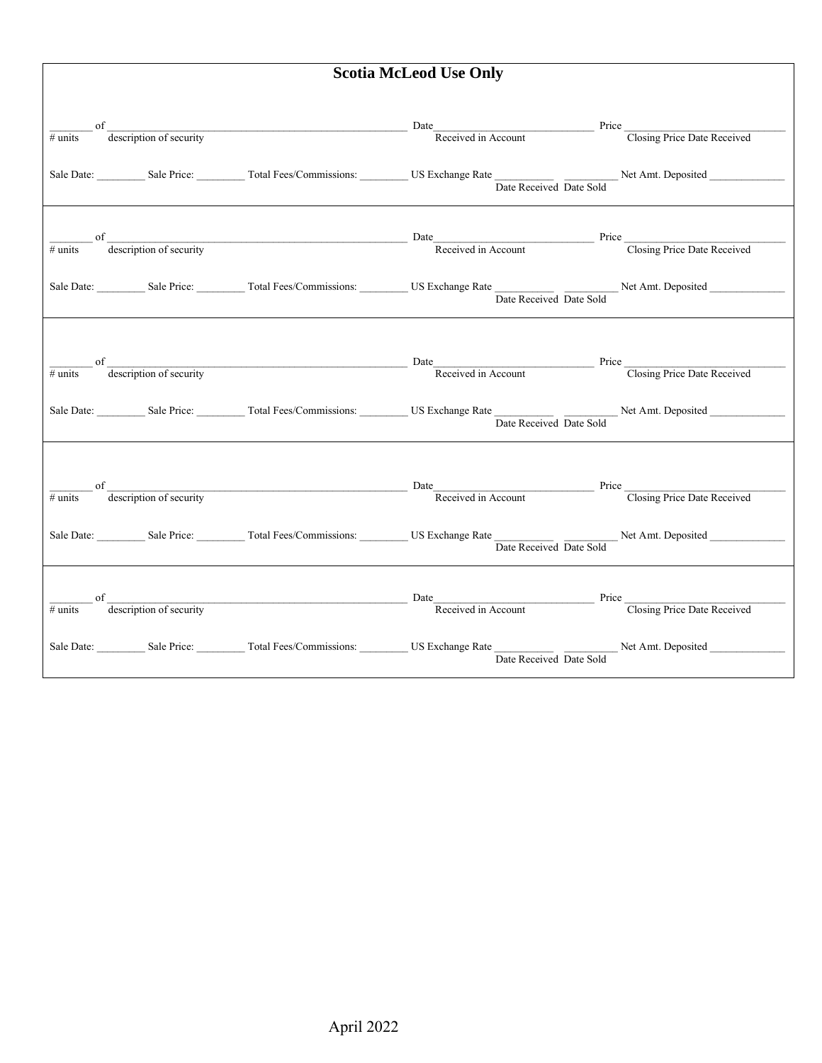## Scotia McLeod Use Only

_______ of ______________________________________________ Date__________________________ Price ____________________________
\# units    description of security    Received in Account    Closing Price Date Received

Sale Date: ________ Sale Price: ________ Total Fees/Commissions: ________ US Exchange Rate __________ __________ Net Amt. Deposited ____________
Date Received  Date Sold

---

_______ of ______________________________________________ Date__________________________ Price ____________________________
\# units    description of security    Received in Account    Closing Price Date Received

Sale Date: ________ Sale Price: ________ Total Fees/Commissions: ________ US Exchange Rate __________ __________ Net Amt. Deposited ____________
Date Received  Date Sold

---

_______ of ______________________________________________ Date__________________________ Price ____________________________
\# units    description of security    Received in Account    Closing Price Date Received

Sale Date: ________ Sale Price: ________ Total Fees/Commissions: ________ US Exchange Rate __________ __________ Net Amt. Deposited ____________
Date Received  Date Sold

---

_______ of ______________________________________________ Date__________________________ Price ____________________________
\# units    description of security    Received in Account    Closing Price Date Received

Sale Date: ________ Sale Price: ________ Total Fees/Commissions: ________ US Exchange Rate __________ __________ Net Amt. Deposited ____________
Date Received  Date Sold

---

_______ of ______________________________________________ Date__________________________ Price ____________________________
\# units    description of security    Received in Account    Closing Price Date Received

Sale Date: ________ Sale Price: ________ Total Fees/Commissions: ________ US Exchange Rate __________ __________ Net Amt. Deposited ____________
Date Received  Date Sold

April 2022